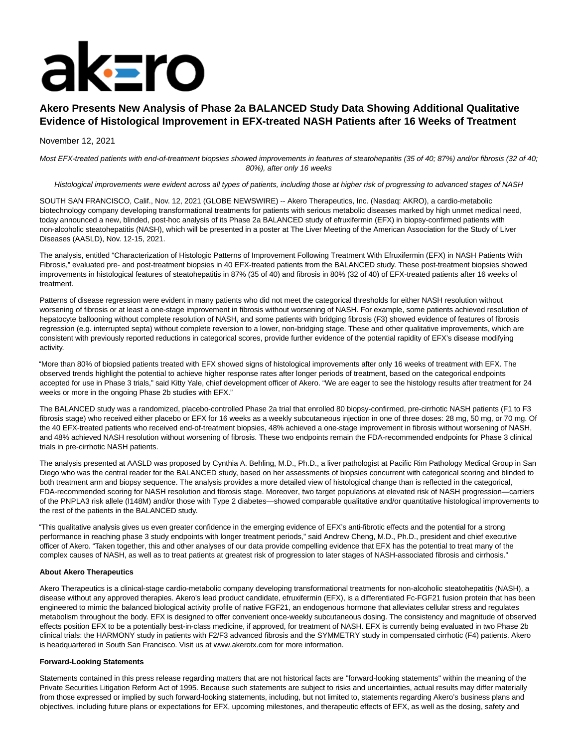# Akero Presents New Analysis of Phase 2a BALANCED Study Data Showing Additional Qualitative Evidence of Histological Improvement in EFX-treated NASH Patients after 16 Weeks of Treatment

November 12, 2021

*Most EFX-treated patients with end-of-treatment biopsies showed improvements in features of steatohepatitis (35 of 40; 87%) and/or fibrosis (32 of 40; 80%), after only 16 weeks*

*Histological improvements were evident across all types of patients, including those at higher risk of progressing to advanced stages of NASH*

SOUTH SAN FRANCISCO, Calif., Nov. 12, 2021 (GLOBE NEWSWIRE) -- Akero Therapeutics, Inc. (Nasdaq: AKRO), a cardio-metabolic biotechnology company developing transformational treatments for patients with serious metabolic diseases marked by high unmet medical need, today announced a new, blinded, post-hoc analysis of its Phase 2a BALANCED study of efruxifermin (EFX) in biopsy-confirmed patients with non-alcoholic steatohepatitis (NASH), which will be presented in a poster at The Liver Meeting of the American Association for the Study of Liver Diseases (AASLD), Nov. 12-15, 2021.

The analysis, entitled "Characterization of Histologic Patterns of Improvement Following Treatment With Efruxifermin (EFX) in NASH Patients With Fibrosis," evaluated pre- and post-treatment biopsies in 40 EFX-treated patients from the BALANCED study. These post-treatment biopsies showed improvements in histological features of steatohepatitis in 87% (35 of 40) and fibrosis in 80% (32 of 40) of EFX-treated patients after 16 weeks of treatment.

Patterns of disease regression were evident in many patients who did not meet the categorical thresholds for either NASH resolution without worsening of fibrosis or at least a one-stage improvement in fibrosis without worsening of NASH. For example, some patients achieved resolution of hepatocyte ballooning without complete resolution of NASH, and some patients with bridging fibrosis (F3) showed evidence of features of fibrosis regression (e.g. interrupted septa) without complete reversion to a lower, non-bridging stage. These and other qualitative improvements, which are consistent with previously reported reductions in categorical scores, provide further evidence of the potential rapidity of EFX's disease modifying activity.

"More than 80% of biopsied patients treated with EFX showed signs of histological improvements after only 16 weeks of treatment with EFX. The observed trends highlight the potential to achieve higher response rates after longer periods of treatment, based on the categorical endpoints accepted for use in Phase 3 trials," said Kitty Yale, chief development officer of Akero. "We are eager to see the histology results after treatment for 24 weeks or more in the ongoing Phase 2b studies with EFX."

The BALANCED study was a randomized, placebo-controlled Phase 2a trial that enrolled 80 biopsy-confirmed, pre-cirrhotic NASH patients (F1 to F3 fibrosis stage) who received either placebo or EFX for 16 weeks as a weekly subcutaneous injection in one of three doses: 28 mg, 50 mg, or 70 mg. Of the 40 EFX-treated patients who received end-of-treatment biopsies, 48% achieved a one-stage improvement in fibrosis without worsening of NASH, and 48% achieved NASH resolution without worsening of fibrosis. These two endpoints remain the FDA-recommended endpoints for Phase 3 clinical trials in pre-cirrhotic NASH patients.

The analysis presented at AASLD was proposed by Cynthia A. Behling, M.D., Ph.D., a liver pathologist at Pacific Rim Pathology Medical Group in San Diego who was the central reader for the BALANCED study, based on her assessments of biopsies concurrent with categorical scoring and blinded to both treatment arm and biopsy sequence. The analysis provides a more detailed view of histological change than is reflected in the categorical, FDA-recommended scoring for NASH resolution and fibrosis stage. Moreover, two target populations at elevated risk of NASH progression—carriers of the PNPLA3 risk allele (I148M) and/or those with Type 2 diabetes—showed comparable qualitative and/or quantitative histological improvements to the rest of the patients in the BALANCED study.

"This qualitative analysis gives us even greater confidence in the emerging evidence of EFX's anti-fibrotic effects and the potential for a strong performance in reaching phase 3 study endpoints with longer treatment periods," said Andrew Cheng, M.D., Ph.D., president and chief executive officer of Akero. "Taken together, this and other analyses of our data provide compelling evidence that EFX has the potential to treat many of the complex causes of NASH, as well as to treat patients at greatest risk of progression to later stages of NASH-associated fibrosis and cirrhosis."

**About Akero Therapeutics**

Akero Therapeutics is a clinical-stage cardio-metabolic company developing transformational treatments for non-alcoholic steatohepatitis (NASH), a disease without any approved therapies. Akero's lead product candidate, efruxifermin (EFX), is a differentiated Fc-FGF21 fusion protein that has been engineered to mimic the balanced biological activity profile of native FGF21, an endogenous hormone that alleviates cellular stress and regulates metabolism throughout the body. EFX is designed to offer convenient once-weekly subcutaneous dosing. The consistency and magnitude of observed effects position EFX to be a potentially best-in-class medicine, if approved, for treatment of NASH. EFX is currently being evaluated in two Phase 2b clinical trials: the HARMONY study in patients with F2/F3 advanced fibrosis and the SYMMETRY study in compensated cirrhotic (F4) patients. Akero is headquartered in South San Francisco. Visit us at www.akerotx.com for more information.

**Forward-Looking Statements**

Statements contained in this press release regarding matters that are not historical facts are "forward-looking statements" within the meaning of the Private Securities Litigation Reform Act of 1995. Because such statements are subject to risks and uncertainties, actual results may differ materially from those expressed or implied by such forward-looking statements, including, but not limited to, statements regarding Akero's business plans and objectives, including future plans or expectations for EFX, upcoming milestones, and therapeutic effects of EFX, as well as the dosing, safety and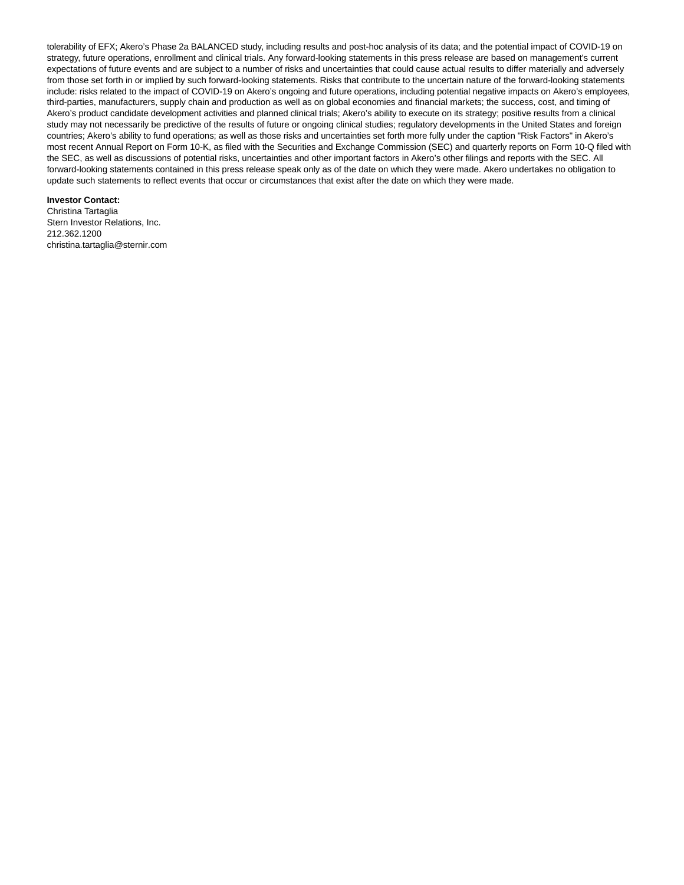tolerability of EFX; Akero's Phase 2a BALANCED study, including results and post-hoc analysis of its data; and the potential impact of COVID-19 on strategy, future operations, enrollment and clinical trials. Any forward-looking statements in this press release are based on management's current expectations of future events and are subject to a number of risks and uncertainties that could cause actual results to differ materially and adversely from those set forth in or implied by such forward-looking statements. Risks that contribute to the uncertain nature of the forward-looking statements include: risks related to the impact of COVID-19 on Akero's ongoing and future operations, including potential negative impacts on Akero's employees, third-parties, manufacturers, supply chain and production as well as on global economies and financial markets; the success, cost, and timing of Akero's product candidate development activities and planned clinical trials; Akero's ability to execute on its strategy; positive results from a clinical study may not necessarily be predictive of the results of future or ongoing clinical studies; regulatory developments in the United States and foreign countries; Akero's ability to fund operations; as well as those risks and uncertainties set forth more fully under the caption "Risk Factors" in Akero's most recent Annual Report on Form 10-K, as filed with the Securities and Exchange Commission (SEC) and quarterly reports on Form 10-Q filed with the SEC, as well as discussions of potential risks, uncertainties and other important factors in Akero's other filings and reports with the SEC. All forward-looking statements contained in this press release speak only as of the date on which they were made. Akero undertakes no obligation to update such statements to reflect events that occur or circumstances that exist after the date on which they were made.

**Investor Contact:**
Christina Tartaglia
Stern Investor Relations, Inc.
212.362.1200
christina.tartaglia@sternir.com